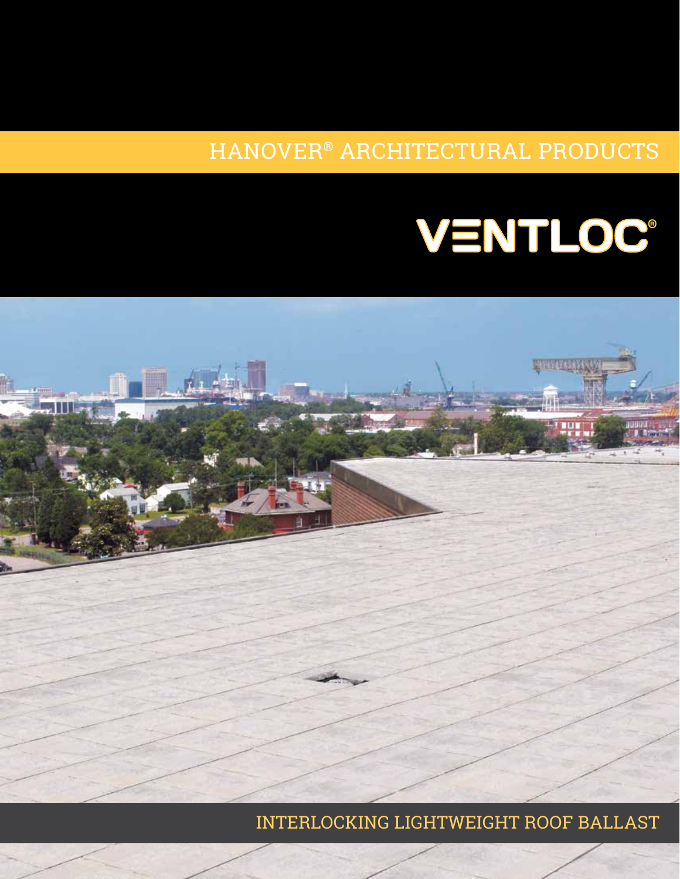HANOVER® ARCHITECTURAL PRODUCTS

# VENTLOC®

INTERLOCKING LIGHTWEIGHT ROOF BALLAST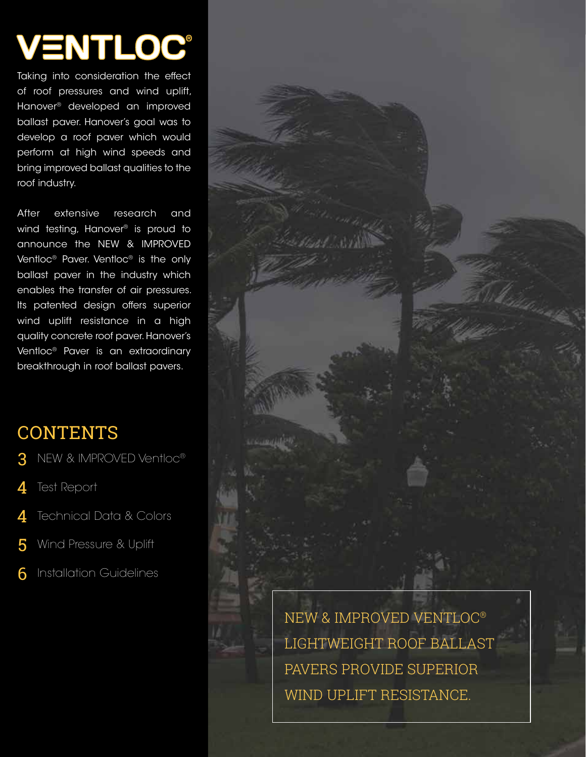# VENTLOC®

Taking into consideration the effect of roof pressures and wind uplift, Hanover® developed an improved ballast paver. Hanover's goal was to develop a roof paver which would perform at high wind speeds and bring improved ballast qualities to the roof industry.

After extensive research and wind testing, Hanover® is proud to announce the NEW & IMPROVED Ventloc® Paver. Ventloc® is the only ballast paver in the industry which enables the transfer of air pressures. Its patented design offers superior wind uplift resistance in a high quality concrete roof paver. Hanover's Ventloc® Paver is an extraordinary breakthrough in roof ballast pavers.

## CONTENTS

- 3 NEW & IMPROVED Ventloc®
- 4 Test Report
- 4 Technical Data & Colors
- 5 Wind Pressure & Uplift
- 6 Installation Guidelines

NEW & IMPROVED VENTLOC® LIGHTWEIGHT ROOF BALLAST PAVERS PROVIDE SUPERIOR WIND UPLIFT RESISTANCE.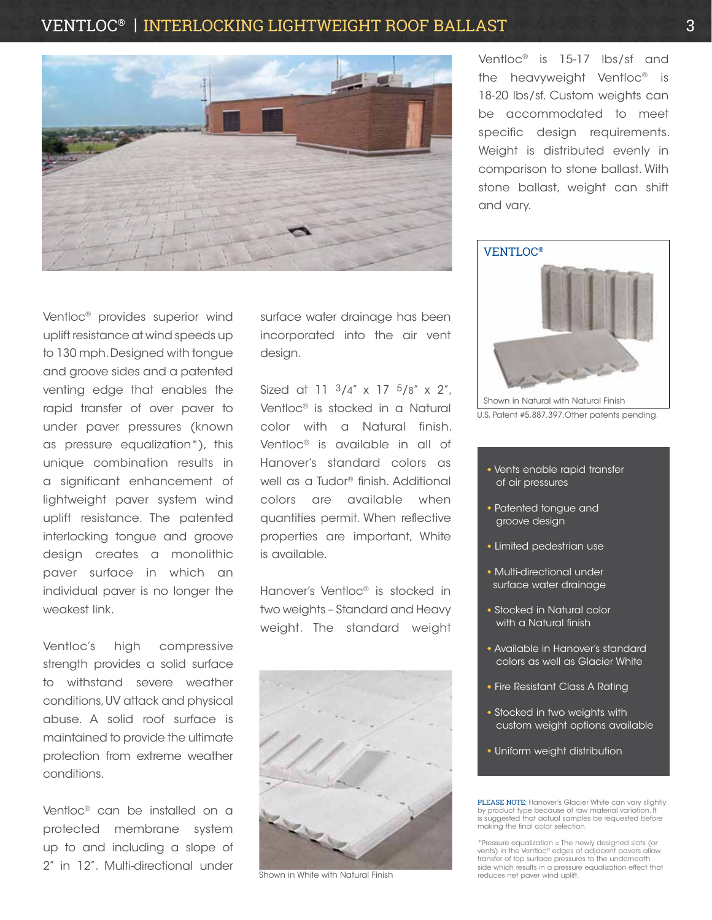Ventloc® provides superior wind uplift resistance at wind speeds up to 130 mph. Designed with tongue and groove sides and a patented venting edge that enables the rapid transfer of over paver to under paver pressures (known as pressure equalization*), this unique combination results in a significant enhancement of lightweight paver system wind uplift resistance. The patented interlocking tongue and groove design creates a monolithic paver surface in which an individual paver is no longer the weakest link.

Ventloc's high compressive strength provides a solid surface to withstand severe weather conditions, UV attack and physical abuse. A solid roof surface is maintained to provide the ultimate protection from extreme weather conditions.

Ventloc® can be installed on a protected membrane system up to and including a slope of 2" in 12". Multi-directional under surface water drainage has been incorporated into the air vent design.

Sized at 11 3/4" x 17 5/8" x 2", Ventloc® is stocked in a Natural color with a Natural finish. Ventloc® is available in all of Hanover's standard colors as well as a Tudor® finish. Additional colors are available when quantities permit. When reflective properties are important, White is available.

Hanover's Ventloc® is stocked in two weights – Standard and Heavy weight. The standard weight Ventloc® is 15-17 lbs/sf and the heavyweight Ventloc® is 18-20 lbs/sf. Custom weights can be accommodated to meet specific design requirements. Weight is distributed evenly in comparison to stone ballast. With stone ballast, weight can shift and vary.

Shown in White with Natural Finish

VENTLOC®

Shown in Natural with Natural Finish

U.S. Patent #5,887,397.Other patents pending.

- Vents enable rapid transfer of air pressures
- Patented tongue and groove design
- Limited pedestrian use
- Multi-directional under surface water drainage
- Stocked in Natural color with a Natural finish
- Available in Hanover's standard colors as well as Glacier White
- Fire Resistant Class A Rating
- Stocked in two weights with custom weight options available
- Uniform weight distribution

PLEASE NOTE: Hanover's Glacier White can vary slightly by product type because of raw material variation. It is suggested that actual samples be requested before making the final color selection.

*Pressure equalization = The newly designed slots (or vents) in the Ventloc® edges of adjacent pavers allow transfer of top surface pressures to the underneath side which results in a pressure equalization effect that reduces net paver wind uplift.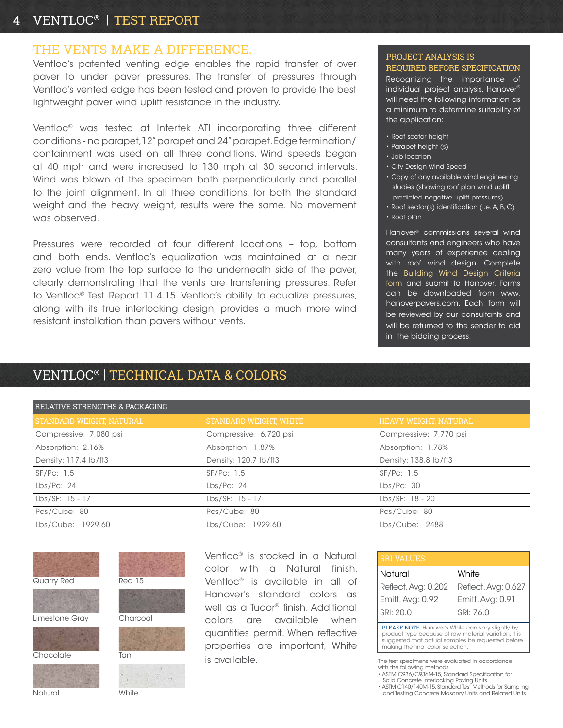## THE VENTS MAKE A DIFFERENCE.

Ventloc's patented venting edge enables the rapid transfer of over paver to under paver pressures. The transfer of pressures through Ventloc's vented edge has been tested and proven to provide the best lightweight paver wind uplift resistance in the industry.

Ventloc® was tested at Intertek ATI incorporating three different conditions - no parapet, 12" parapet and 24" parapet. Edge termination/containment was used on all three conditions. Wind speeds began at 40 mph and were increased to 130 mph at 30 second intervals. Wind was blown at the specimen both perpendicularly and parallel to the joint alignment. In all three conditions, for both the standard weight and the heavy weight, results were the same. No movement was observed.

Pressures were recorded at four different locations – top, bottom and both ends. Ventloc's equalization was maintained at a near zero value from the top surface to the underneath side of the paver, clearly demonstrating that the vents are transferring pressures. Refer to Ventloc® Test Report 11.4.15. Ventloc's ability to equalize pressures, along with its true interlocking design, provides a much more wind resistant installation than pavers without vents.

### PROJECT ANALYSIS IS REQUIRED BEFORE SPECIFICATION

Recognizing the importance of individual project analysis, Hanover® will need the following information as a minimum to determine suitability of the application:

- Roof sector height
- Parapet height (s)
- Job location
- City Design Wind Speed
- Copy of any available wind engineering studies (showing roof plan wind uplift predicted negative uplift pressures)
- Roof sector(s) identification (i.e. A, B, C)
- Roof plan

Hanover® commissions several wind consultants and engineers who have many years of experience dealing with roof wind design. Complete the Building Wind Design Criteria form and submit to Hanover. Forms can be downloaded from www.hanoverpavers.com. Each form will be reviewed by our consultants and will be returned to the sender to aid in the bidding process.

## VENTLOC® | TECHNICAL DATA & COLORS

| RELATIVE STRENGTHS & PACKAGING | | |
|---|---|---|
| STANDARD WEIGHT, NATURAL | STANDARD WEIGHT, WHITE | HEAVY WEIGHT, NATURAL |
| Compressive: 7,080 psi | Compressive: 6,720 psi | Compressive: 7,770 psi |
| Absorption: 2.16% | Absorption: 1.87% | Absorption: 1.78% |
| Density: 117.4 lb/ft3 | Density: 120.7 lb/ft3 | Density: 138.8 lb/ft3 |
| SF/Pc: 1.5 | SF/Pc: 1.5 | SF/Pc: 1.5 |
| Lbs/Pc: 24 | Lbs/Pc: 24 | Lbs/Pc: 30 |
| Lbs/SF: 15 - 17 | Lbs/SF: 15 - 17 | Lbs/SF: 18 - 20 |
| Pcs/Cube: 80 | Pcs/Cube: 80 | Pcs/Cube: 80 |
| Lbs/Cube: 1929.60 | Lbs/Cube: 1929.60 | Lbs/Cube: 2488 |

Quarry Red
Red 15
Limestone Gray
Charcoal
Chocolate
Tan
Natural
White

Ventloc® is stocked in a Natural color with a Natural finish. Ventloc® is available in all of Hanover's standard colors as well as a Tudor® finish. Additional colors are available when quantities permit. When reflective properties are important, White is available.

| SRI VALUES | |
|---|---|
| Natural | White |
| Reflect. Avg: 0.202 | Reflect. Avg: 0.627 |
| Emitt. Avg: 0.92 | Emitt. Avg: 0.91 |
| SRI: 20.0 | SRI: 76.0 |

PLEASE NOTE: Hanover's White can vary slightly by product type because of raw material variation. It is suggested that actual samples be requested before making the final color selection.

The test specimens were evaluated in accordance with the following methods.

- ASTM C936/C936M-15, Standard Specification for Solid Concrete Interlocking Paving Units
- ASTM C140/140M-15, Standard Test Methods for Sampling and Testing Concrete Masonry Units and Related Units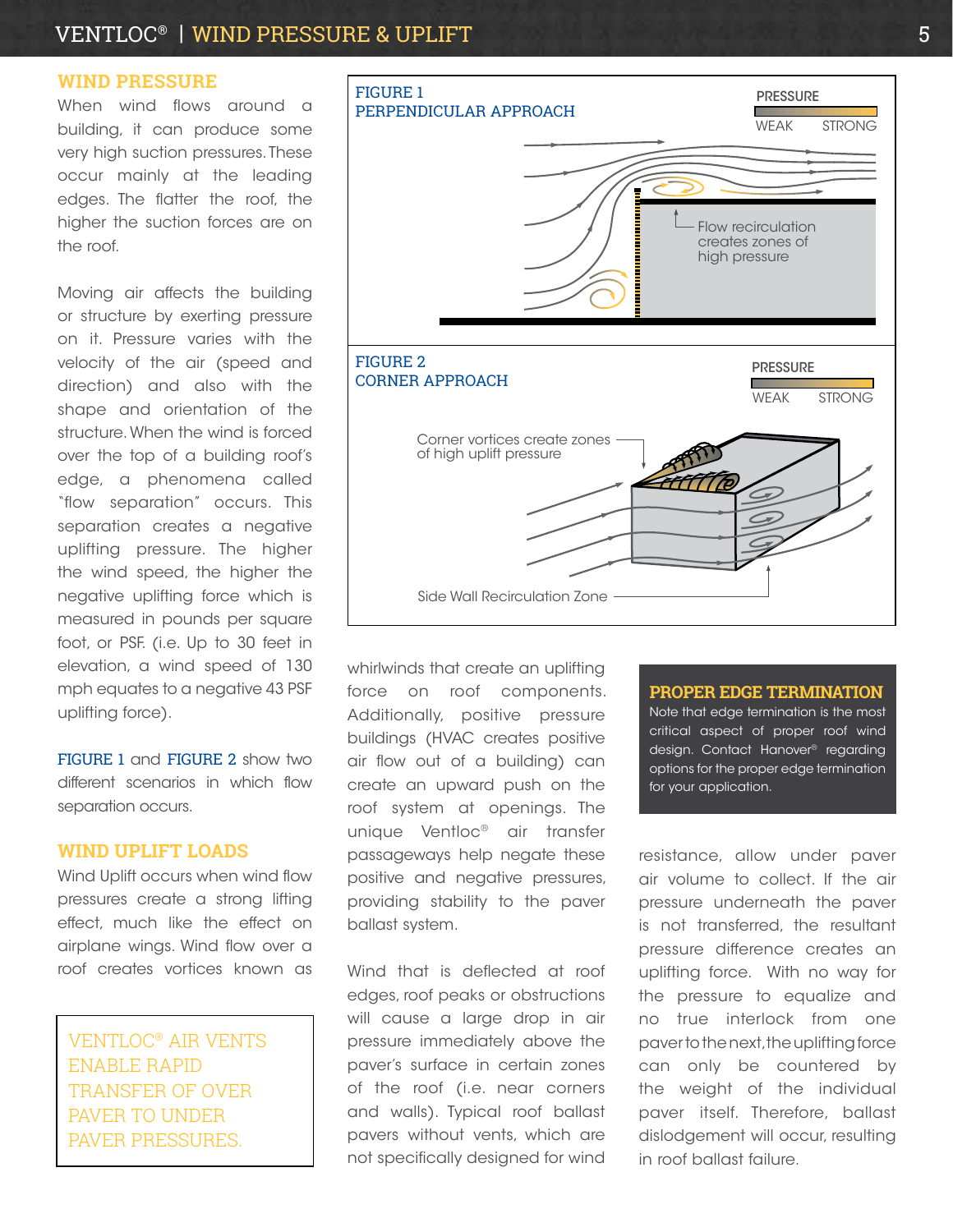## WIND PRESSURE

When wind flows around a building, it can produce some very high suction pressures. These occur mainly at the leading edges. The flatter the roof, the higher the suction forces are on the roof.

Moving air affects the building or structure by exerting pressure on it. Pressure varies with the velocity of the air (speed and direction) and also with the shape and orientation of the structure. When the wind is forced over the top of a building roof's edge, a phenomena called "flow separation" occurs. This separation creates a negative uplifting pressure. The higher the wind speed, the higher the negative uplifting force which is measured in pounds per square foot, or PSF. (i.e. Up to 30 feet in elevation, a wind speed of 130 mph equates to a negative 43 PSF uplifting force).

FIGURE 1 and FIGURE 2 show two different scenarios in which flow separation occurs.

## WIND UPLIFT LOADS

Wind Uplift occurs when wind flow pressures create a strong lifting effect, much like the effect on airplane wings. Wind flow over a roof creates vortices known as whirlwinds that create an uplifting force on roof components. Additionally, positive pressure buildings (HVAC creates positive air flow out of a building) can create an upward push on the roof system at openings. The unique Ventloc® air transfer passageways help negate these positive and negative pressures, providing stability to the paver ballast system.

> VENTLOC® AIR VENTS ENABLE RAPID TRANSFER OF OVER PAVER TO UNDER PAVER PRESSURES.

**FIGURE 1**
**PERPENDICULAR APPROACH**

PRESSURE: WEAK – STRONG

Flow recirculation creates zones of high pressure

**FIGURE 2**
**CORNER APPROACH**

PRESSURE: WEAK – STRONG

Corner vortices create zones of high uplift pressure

Side Wall Recirculation Zone

Wind that is deflected at roof edges, roof peaks or obstructions will cause a large drop in air pressure immediately above the paver's surface in certain zones of the roof (i.e. near corners and walls). Typical roof ballast pavers without vents, which are not specifically designed for wind resistance, allow under paver air volume to collect. If the air pressure underneath the paver is not transferred, the resultant pressure difference creates an uplifting force. With no way for the pressure to equalize and no true interlock from one paver to the next, the uplifting force can only be countered by the weight of the individual paver itself. Therefore, ballast dislodgement will occur, resulting in roof ballast failure.

### PROPER EDGE TERMINATION

Note that edge termination is the most critical aspect of proper roof wind design. Contact Hanover® regarding options for the proper edge termination for your application.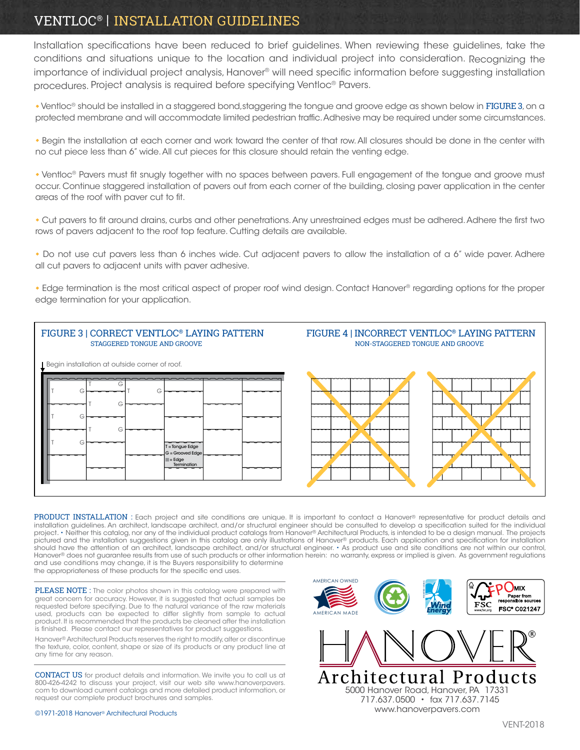# VENTLOC® | INSTALLATION GUIDELINES

Installation specifications have been reduced to brief guidelines. When reviewing these guidelines, take the conditions and situations unique to the location and individual project into consideration. Recognizing the importance of individual project analysis, Hanover® will need specific information before suggesting installation procedures. Project analysis is required before specifying Ventloc® Pavers.

- Ventloc® should be installed in a staggered bond, staggering the tongue and groove edge as shown below in FIGURE 3, on a protected membrane and will accommodate limited pedestrian traffic. Adhesive may be required under some circumstances.
- Begin the installation at each corner and work toward the center of that row. All closures should be done in the center with no cut piece less than 6" wide. All cut pieces for this closure should retain the venting edge.
- Ventloc® Pavers must fit snugly together with no spaces between pavers. Full engagement of the tongue and groove must occur. Continue staggered installation of pavers out from each corner of the building, closing paver application in the center areas of the roof with paver cut to fit.
- Cut pavers to fit around drains, curbs and other penetrations. Any unrestrained edges must be adhered. Adhere the first two rows of pavers adjacent to the roof top feature. Cutting details are available.
- Do not use cut pavers less than 6 inches wide. Cut adjacent pavers to allow the installation of a 6" wide paver. Adhere all cut pavers to adjacent units with paver adhesive.
- Edge termination is the most critical aspect of proper roof wind design. Contact Hanover® regarding options for the proper edge termination for your application.

**FIGURE 3 | CORRECT VENTLOC® LAYING PATTERN**
STAGGERED TONGUE AND GROOVE

Begin installation at outside corner of roof.

T = Tongue Edge
G = Grooved Edge
= Edge Termination

**FIGURE 4 | INCORRECT VENTLOC® LAYING PATTERN**
NON-STAGGERED TONGUE AND GROOVE

**PRODUCT INSTALLATION** : Each project and site conditions are unique. It is important to contact a Hanover® representative for product details and installation guidelines. An architect, landscape architect, and/or structural engineer should be consulted to develop a specification suited for the individual project. • Neither this catalog, nor any of the individual product catalogs from Hanover® Architectural Products, is intended to be a design manual. The projects pictured and the installation suggestions given in this catalog are only illustrations of Hanover® products. Each application and specification for installation should have the attention of an architect, landscape architect, and/or structural engineer. • As product use and site conditions are not within our control, Hanover® does not guarantee results from use of such products or other information herein: no warranty, express or implied is given. As government regulations and use conditions may change, it is the Buyers responsibility to determine the appropriateness of these products for the specific end uses.

**PLEASE NOTE** : The color photos shown in this catalog were prepared with great concern for accuracy. However, it is suggested that actual samples be requested before specifying. Due to the natural variance of the raw materials used, products can be expected to differ slightly from sample to actual product. It is recommended that the products be cleaned after the installation is finished. Please contact our representatives for product suggestions.

Hanover® Architectural Products reserves the right to modify, alter or discontinue the texture, color, content, shape or size of its products or any product line at any time for any reason.

**CONTACT US** for product details and information. We invite you to call us at 800-426-4242 to discuss your project, visit our web site www.hanoverpavers.com to download current catalogs and more detailed product information, or request our complete product brochures and samples.

©1971-2018 Hanover® Architectural Products

AMERICAN OWNED
AMERICAN MADE

MIX
Paper from responsible sources
FSC® C021247

HANOVER®
Architectural Products
5000 Hanover Road, Hanover, PA 17331
717.637.0500 • fax 717.637.7145
www.hanoverpavers.com

VENT-2018